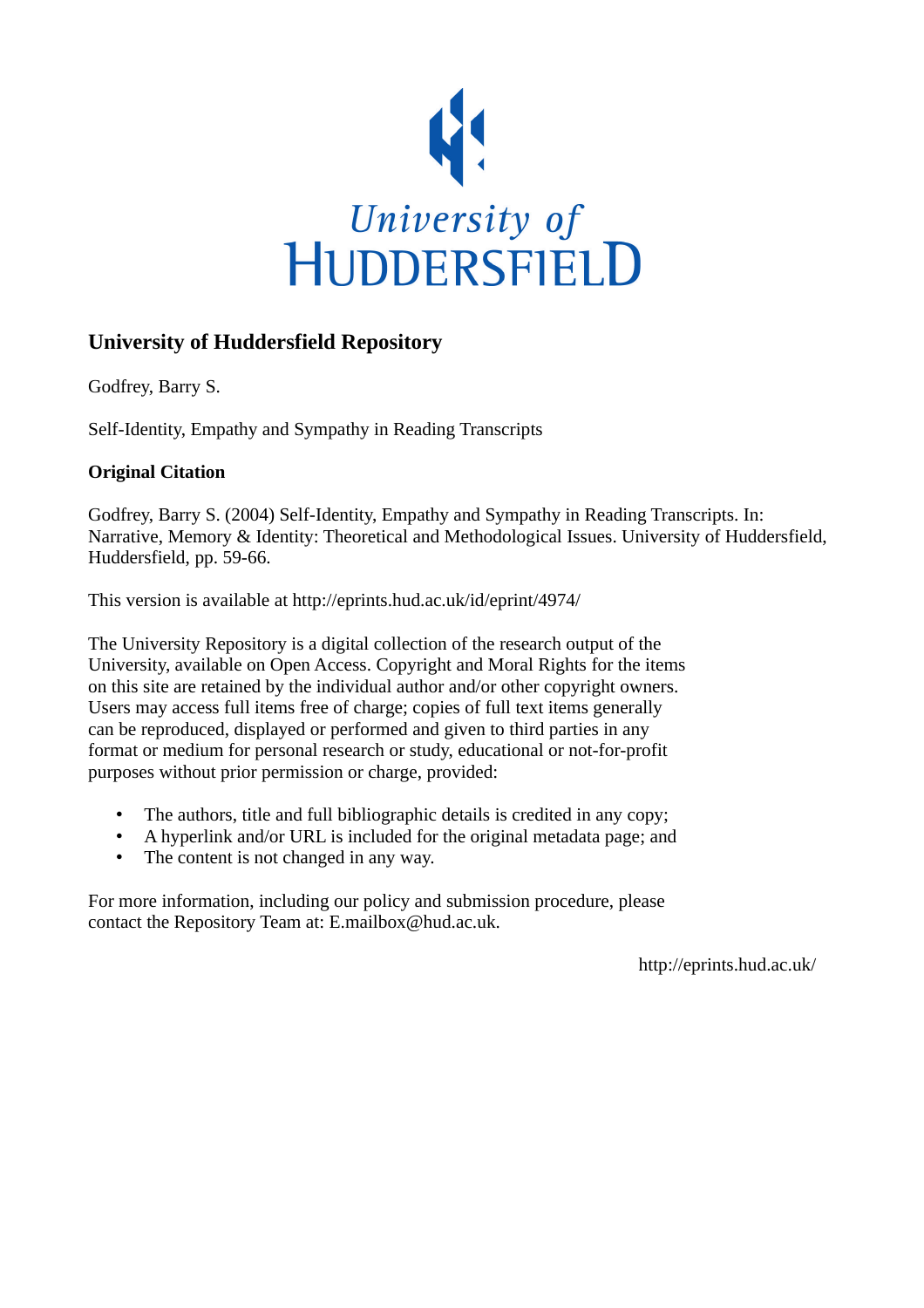University of HUDDERSFIELD

## University of Huddersfield Repository

Godfrey, Barry S.

Self-Identity, Empathy and Sympathy in Reading Transcripts

### Original Citation

Godfrey, Barry S. (2004) Self-Identity, Empathy and Sympathy in Reading Transcripts. In: Narrative, Memory & Identity: Theoretical and Methodological Issues. University of Huddersfield, Huddersfield, pp. 59-66.

This version is available at http://eprints.hud.ac.uk/id/eprint/4974/

The University Repository is a digital collection of the research output of the University, available on Open Access. Copyright and Moral Rights for the items on this site are retained by the individual author and/or other copyright owners. Users may access full items free of charge; copies of full text items generally can be reproduced, displayed or performed and given to third parties in any format or medium for personal research or study, educational or not-for-profit purposes without prior permission or charge, provided:

- The authors, title and full bibliographic details is credited in any copy;
- A hyperlink and/or URL is included for the original metadata page; and
- The content is not changed in any way.

For more information, including our policy and submission procedure, please contact the Repository Team at: E.mailbox@hud.ac.uk.

http://eprints.hud.ac.uk/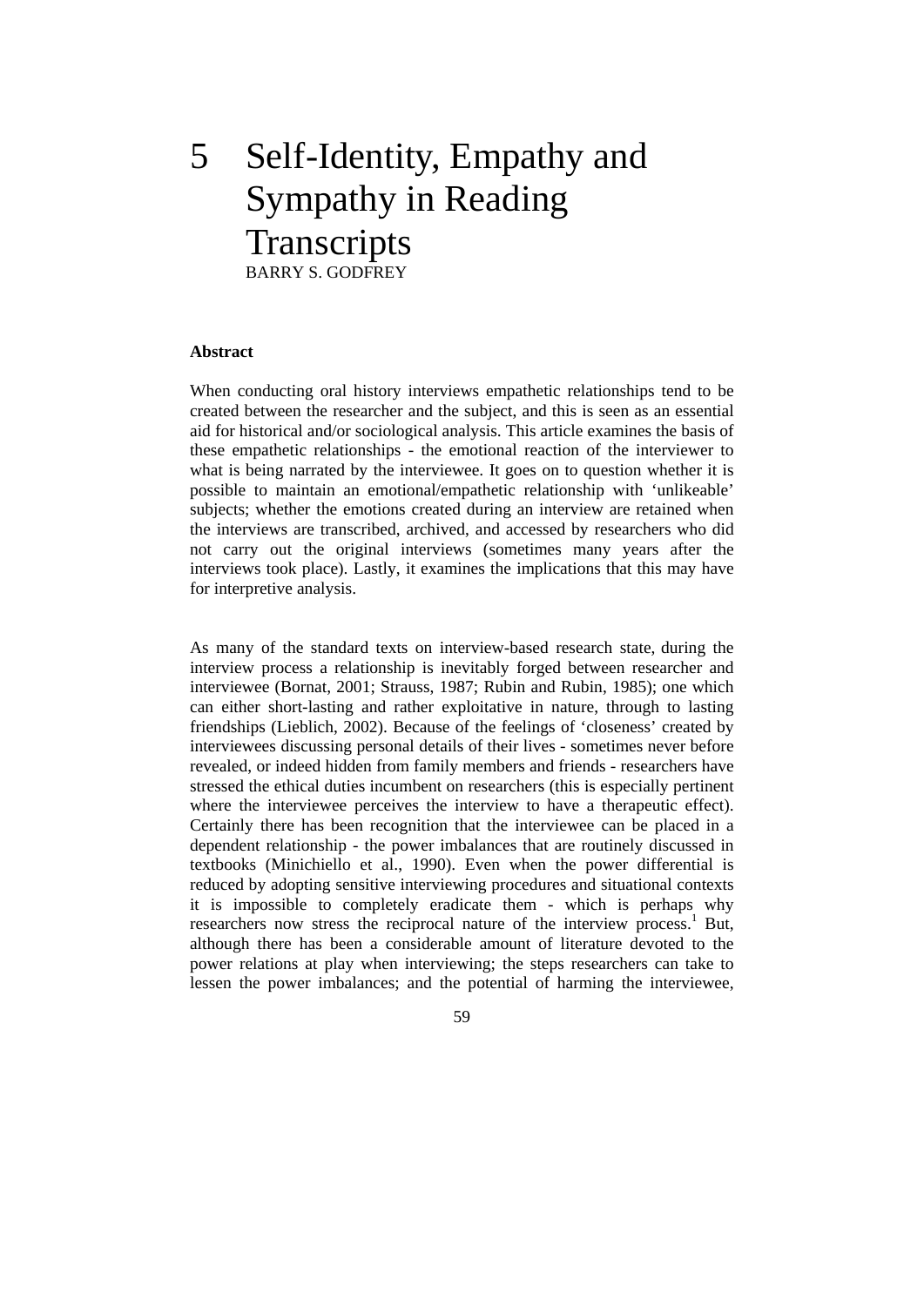# 5 Self-Identity, Empathy and Sympathy in Reading Transcripts

BARRY S. GODFREY

**Abstract**

When conducting oral history interviews empathetic relationships tend to be created between the researcher and the subject, and this is seen as an essential aid for historical and/or sociological analysis. This article examines the basis of these empathetic relationships - the emotional reaction of the interviewer to what is being narrated by the interviewee. It goes on to question whether it is possible to maintain an emotional/empathetic relationship with 'unlikeable' subjects; whether the emotions created during an interview are retained when the interviews are transcribed, archived, and accessed by researchers who did not carry out the original interviews (sometimes many years after the interviews took place). Lastly, it examines the implications that this may have for interpretive analysis.

As many of the standard texts on interview-based research state, during the interview process a relationship is inevitably forged between researcher and interviewee (Bornat, 2001; Strauss, 1987; Rubin and Rubin, 1985); one which can either short-lasting and rather exploitative in nature, through to lasting friendships (Lieblich, 2002). Because of the feelings of 'closeness' created by interviewees discussing personal details of their lives - sometimes never before revealed, or indeed hidden from family members and friends - researchers have stressed the ethical duties incumbent on researchers (this is especially pertinent where the interviewee perceives the interview to have a therapeutic effect). Certainly there has been recognition that the interviewee can be placed in a dependent relationship - the power imbalances that are routinely discussed in textbooks (Minichiello et al., 1990). Even when the power differential is reduced by adopting sensitive interviewing procedures and situational contexts it is impossible to completely eradicate them - which is perhaps why researchers now stress the reciprocal nature of the interview process.[1] But, although there has been a considerable amount of literature devoted to the power relations at play when interviewing; the steps researchers can take to lessen the power imbalances; and the potential of harming the interviewee,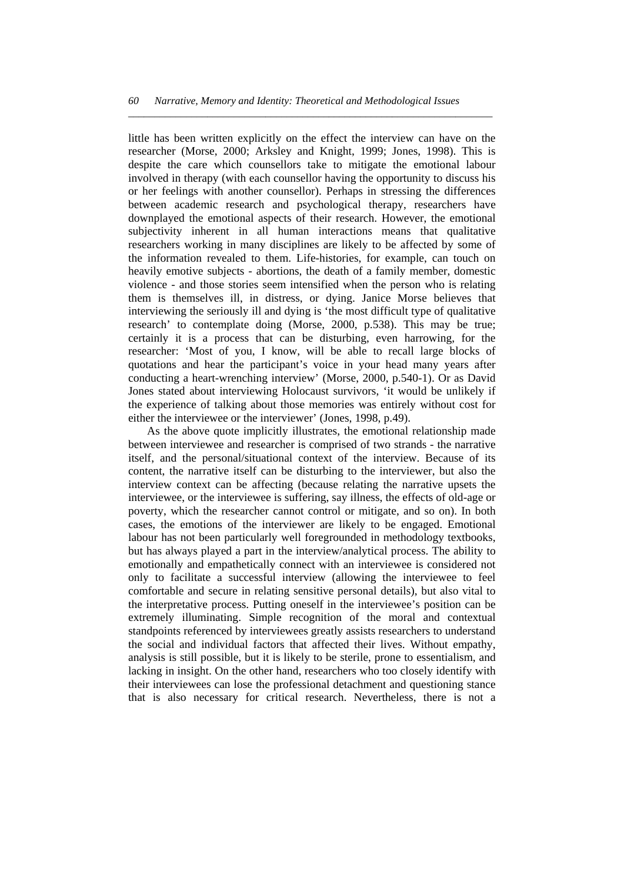little has been written explicitly on the effect the interview can have on the researcher (Morse, 2000; Arksley and Knight, 1999; Jones, 1998). This is despite the care which counsellors take to mitigate the emotional labour involved in therapy (with each counsellor having the opportunity to discuss his or her feelings with another counsellor). Perhaps in stressing the differences between academic research and psychological therapy, researchers have downplayed the emotional aspects of their research. However, the emotional subjectivity inherent in all human interactions means that qualitative researchers working in many disciplines are likely to be affected by some of the information revealed to them. Life-histories, for example, can touch on heavily emotive subjects - abortions, the death of a family member, domestic violence - and those stories seem intensified when the person who is relating them is themselves ill, in distress, or dying. Janice Morse believes that interviewing the seriously ill and dying is 'the most difficult type of qualitative research' to contemplate doing (Morse, 2000, p.538). This may be true; certainly it is a process that can be disturbing, even harrowing, for the researcher: 'Most of you, I know, will be able to recall large blocks of quotations and hear the participant's voice in your head many years after conducting a heart-wrenching interview' (Morse, 2000, p.540-1). Or as David Jones stated about interviewing Holocaust survivors, 'it would be unlikely if the experience of talking about those memories was entirely without cost for either the interviewee or the interviewer' (Jones, 1998, p.49).

As the above quote implicitly illustrates, the emotional relationship made between interviewee and researcher is comprised of two strands - the narrative itself, and the personal/situational context of the interview. Because of its content, the narrative itself can be disturbing to the interviewer, but also the interview context can be affecting (because relating the narrative upsets the interviewee, or the interviewee is suffering, say illness, the effects of old-age or poverty, which the researcher cannot control or mitigate, and so on). In both cases, the emotions of the interviewer are likely to be engaged. Emotional labour has not been particularly well foregrounded in methodology textbooks, but has always played a part in the interview/analytical process. The ability to emotionally and empathetically connect with an interviewee is considered not only to facilitate a successful interview (allowing the interviewee to feel comfortable and secure in relating sensitive personal details), but also vital to the interpretative process. Putting oneself in the interviewee's position can be extremely illuminating. Simple recognition of the moral and contextual standpoints referenced by interviewees greatly assists researchers to understand the social and individual factors that affected their lives. Without empathy, analysis is still possible, but it is likely to be sterile, prone to essentialism, and lacking in insight. On the other hand, researchers who too closely identify with their interviewees can lose the professional detachment and questioning stance that is also necessary for critical research. Nevertheless, there is not a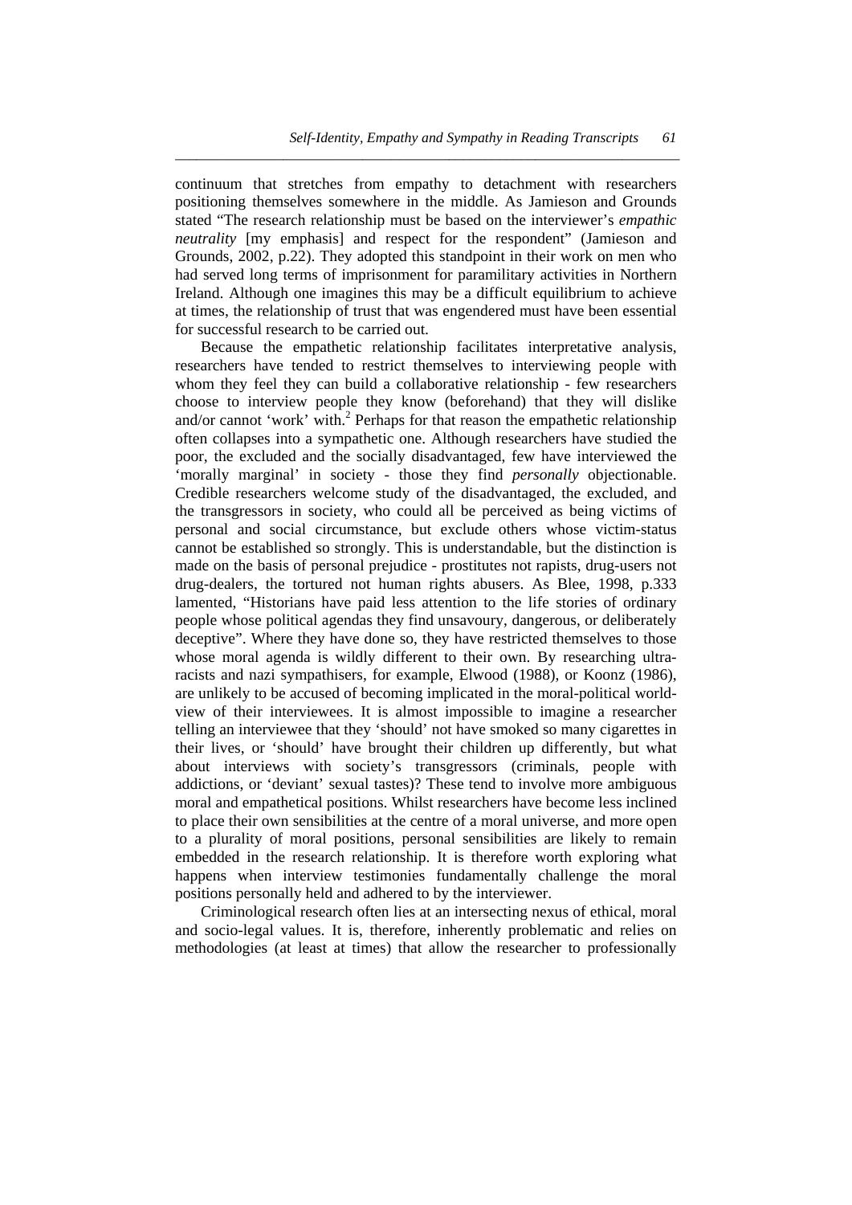continuum that stretches from empathy to detachment with researchers positioning themselves somewhere in the middle. As Jamieson and Grounds stated "The research relationship must be based on the interviewer's *empathic neutrality* [my emphasis] and respect for the respondent" (Jamieson and Grounds, 2002, p.22). They adopted this standpoint in their work on men who had served long terms of imprisonment for paramilitary activities in Northern Ireland. Although one imagines this may be a difficult equilibrium to achieve at times, the relationship of trust that was engendered must have been essential for successful research to be carried out.

Because the empathetic relationship facilitates interpretative analysis, researchers have tended to restrict themselves to interviewing people with whom they feel they can build a collaborative relationship - few researchers choose to interview people they know (beforehand) that they will dislike and/or cannot 'work' with.[2] Perhaps for that reason the empathetic relationship often collapses into a sympathetic one. Although researchers have studied the poor, the excluded and the socially disadvantaged, few have interviewed the 'morally marginal' in society - those they find *personally* objectionable. Credible researchers welcome study of the disadvantaged, the excluded, and the transgressors in society, who could all be perceived as being victims of personal and social circumstance, but exclude others whose victim-status cannot be established so strongly. This is understandable, but the distinction is made on the basis of personal prejudice - prostitutes not rapists, drug-users not drug-dealers, the tortured not human rights abusers. As Blee, 1998, p.333 lamented, "Historians have paid less attention to the life stories of ordinary people whose political agendas they find unsavoury, dangerous, or deliberately deceptive". Where they have done so, they have restricted themselves to those whose moral agenda is wildly different to their own. By researching ultra-racists and nazi sympathisers, for example, Elwood (1988), or Koonz (1986), are unlikely to be accused of becoming implicated in the moral-political world-view of their interviewees. It is almost impossible to imagine a researcher telling an interviewee that they 'should' not have smoked so many cigarettes in their lives, or 'should' have brought their children up differently, but what about interviews with society's transgressors (criminals, people with addictions, or 'deviant' sexual tastes)? These tend to involve more ambiguous moral and empathetical positions. Whilst researchers have become less inclined to place their own sensibilities at the centre of a moral universe, and more open to a plurality of moral positions, personal sensibilities are likely to remain embedded in the research relationship. It is therefore worth exploring what happens when interview testimonies fundamentally challenge the moral positions personally held and adhered to by the interviewer.

Criminological research often lies at an intersecting nexus of ethical, moral and socio-legal values. It is, therefore, inherently problematic and relies on methodologies (at least at times) that allow the researcher to professionally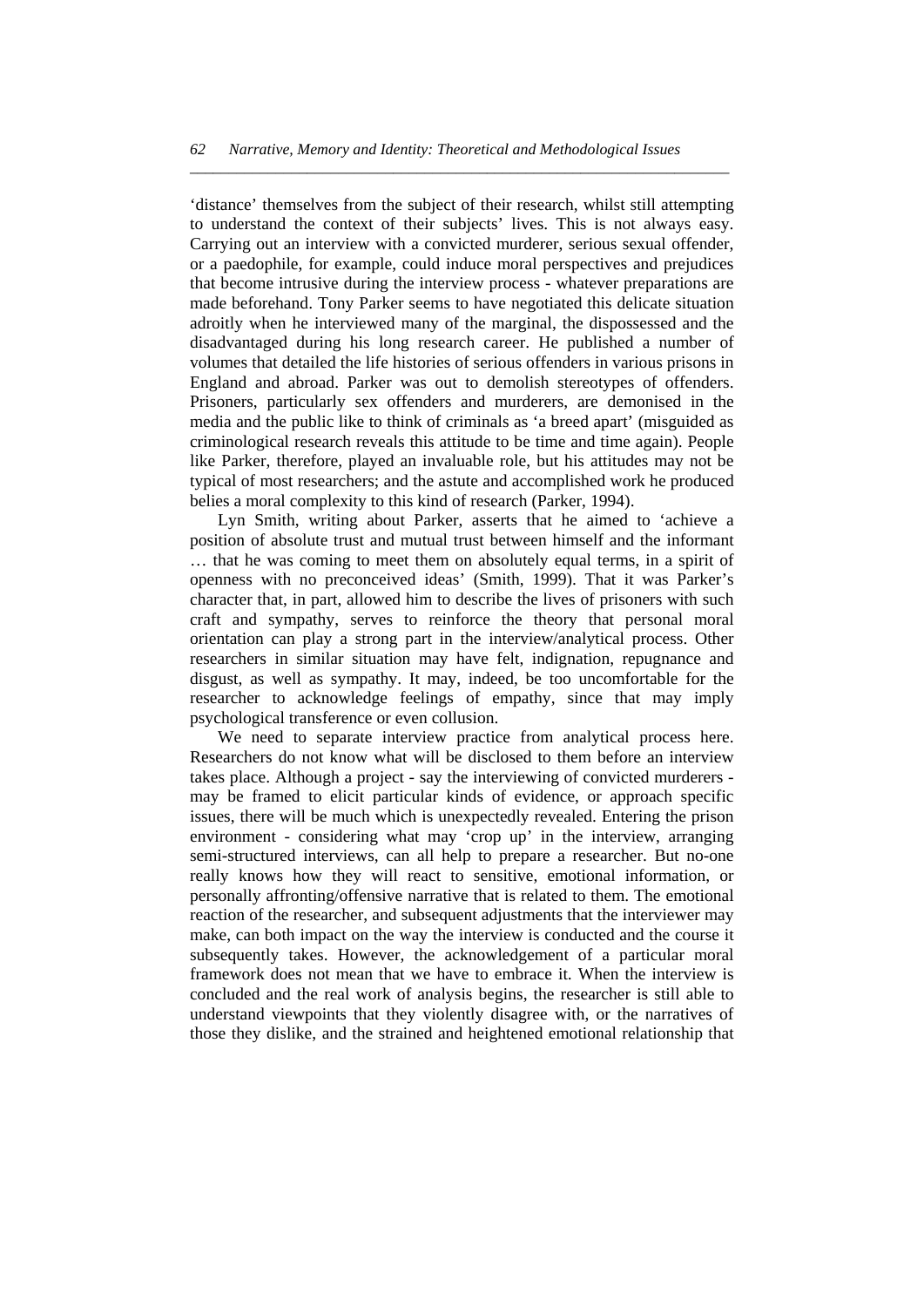'distance' themselves from the subject of their research, whilst still attempting to understand the context of their subjects' lives. This is not always easy. Carrying out an interview with a convicted murderer, serious sexual offender, or a paedophile, for example, could induce moral perspectives and prejudices that become intrusive during the interview process - whatever preparations are made beforehand. Tony Parker seems to have negotiated this delicate situation adroitly when he interviewed many of the marginal, the dispossessed and the disadvantaged during his long research career. He published a number of volumes that detailed the life histories of serious offenders in various prisons in England and abroad. Parker was out to demolish stereotypes of offenders. Prisoners, particularly sex offenders and murderers, are demonised in the media and the public like to think of criminals as 'a breed apart' (misguided as criminological research reveals this attitude to be time and time again). People like Parker, therefore, played an invaluable role, but his attitudes may not be typical of most researchers; and the astute and accomplished work he produced belies a moral complexity to this kind of research (Parker, 1994).

Lyn Smith, writing about Parker, asserts that he aimed to 'achieve a position of absolute trust and mutual trust between himself and the informant … that he was coming to meet them on absolutely equal terms, in a spirit of openness with no preconceived ideas' (Smith, 1999). That it was Parker's character that, in part, allowed him to describe the lives of prisoners with such craft and sympathy, serves to reinforce the theory that personal moral orientation can play a strong part in the interview/analytical process. Other researchers in similar situation may have felt, indignation, repugnance and disgust, as well as sympathy. It may, indeed, be too uncomfortable for the researcher to acknowledge feelings of empathy, since that may imply psychological transference or even collusion.

We need to separate interview practice from analytical process here. Researchers do not know what will be disclosed to them before an interview takes place. Although a project - say the interviewing of convicted murderers - may be framed to elicit particular kinds of evidence, or approach specific issues, there will be much which is unexpectedly revealed. Entering the prison environment - considering what may 'crop up' in the interview, arranging semi-structured interviews, can all help to prepare a researcher. But no-one really knows how they will react to sensitive, emotional information, or personally affronting/offensive narrative that is related to them. The emotional reaction of the researcher, and subsequent adjustments that the interviewer may make, can both impact on the way the interview is conducted and the course it subsequently takes. However, the acknowledgement of a particular moral framework does not mean that we have to embrace it. When the interview is concluded and the real work of analysis begins, the researcher is still able to understand viewpoints that they violently disagree with, or the narratives of those they dislike, and the strained and heightened emotional relationship that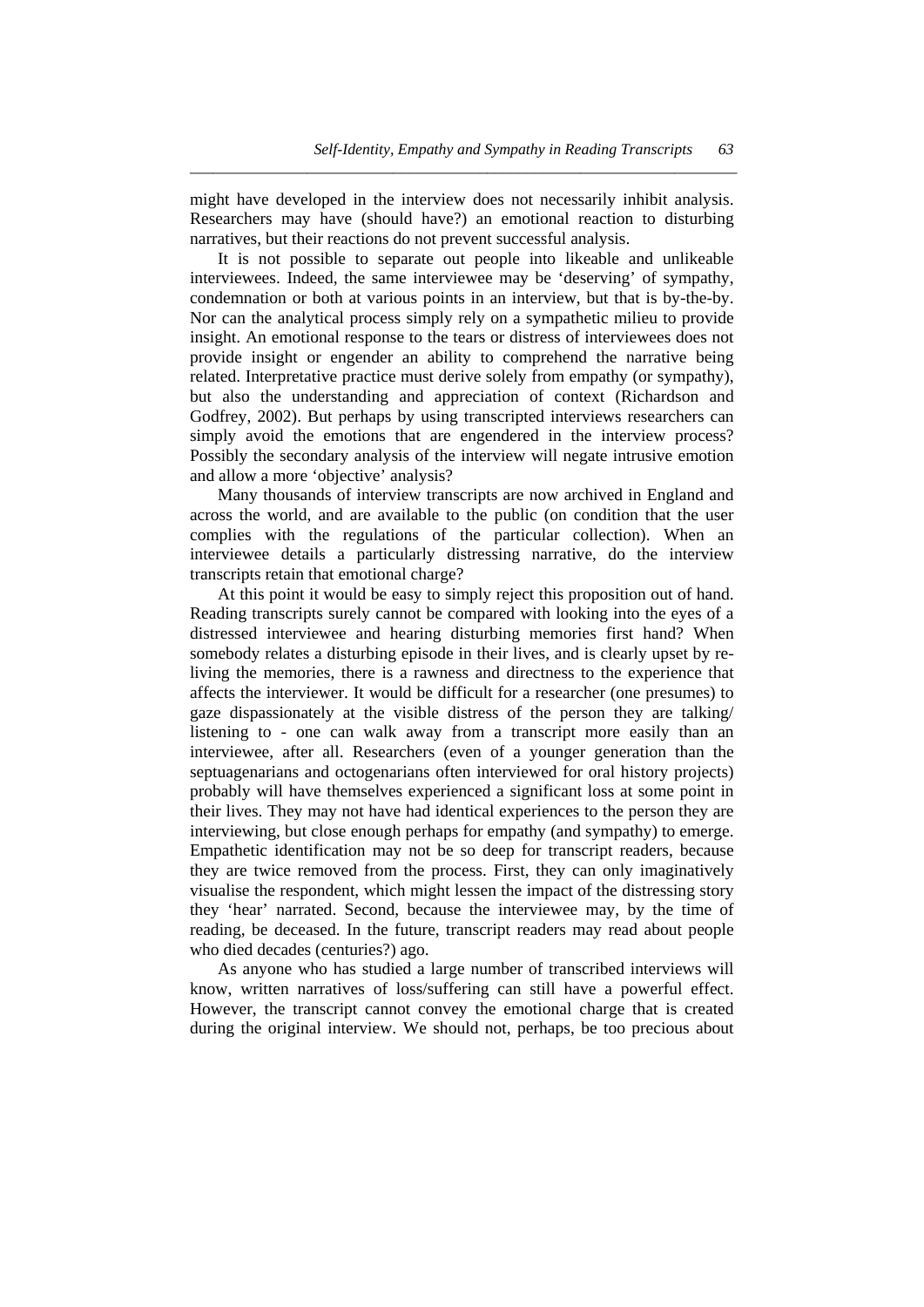might have developed in the interview does not necessarily inhibit analysis. Researchers may have (should have?) an emotional reaction to disturbing narratives, but their reactions do not prevent successful analysis.

It is not possible to separate out people into likeable and unlikeable interviewees. Indeed, the same interviewee may be 'deserving' of sympathy, condemnation or both at various points in an interview, but that is by-the-by. Nor can the analytical process simply rely on a sympathetic milieu to provide insight. An emotional response to the tears or distress of interviewees does not provide insight or engender an ability to comprehend the narrative being related. Interpretative practice must derive solely from empathy (or sympathy), but also the understanding and appreciation of context (Richardson and Godfrey, 2002). But perhaps by using transcripted interviews researchers can simply avoid the emotions that are engendered in the interview process? Possibly the secondary analysis of the interview will negate intrusive emotion and allow a more 'objective' analysis?

Many thousands of interview transcripts are now archived in England and across the world, and are available to the public (on condition that the user complies with the regulations of the particular collection). When an interviewee details a particularly distressing narrative, do the interview transcripts retain that emotional charge?

At this point it would be easy to simply reject this proposition out of hand. Reading transcripts surely cannot be compared with looking into the eyes of a distressed interviewee and hearing disturbing memories first hand? When somebody relates a disturbing episode in their lives, and is clearly upset by re-living the memories, there is a rawness and directness to the experience that affects the interviewer. It would be difficult for a researcher (one presumes) to gaze dispassionately at the visible distress of the person they are talking/ listening to - one can walk away from a transcript more easily than an interviewee, after all. Researchers (even of a younger generation than the septuagenarians and octogenarians often interviewed for oral history projects) probably will have themselves experienced a significant loss at some point in their lives. They may not have had identical experiences to the person they are interviewing, but close enough perhaps for empathy (and sympathy) to emerge. Empathetic identification may not be so deep for transcript readers, because they are twice removed from the process. First, they can only imaginatively visualise the respondent, which might lessen the impact of the distressing story they 'hear' narrated. Second, because the interviewee may, by the time of reading, be deceased. In the future, transcript readers may read about people who died decades (centuries?) ago.

As anyone who has studied a large number of transcribed interviews will know, written narratives of loss/suffering can still have a powerful effect. However, the transcript cannot convey the emotional charge that is created during the original interview. We should not, perhaps, be too precious about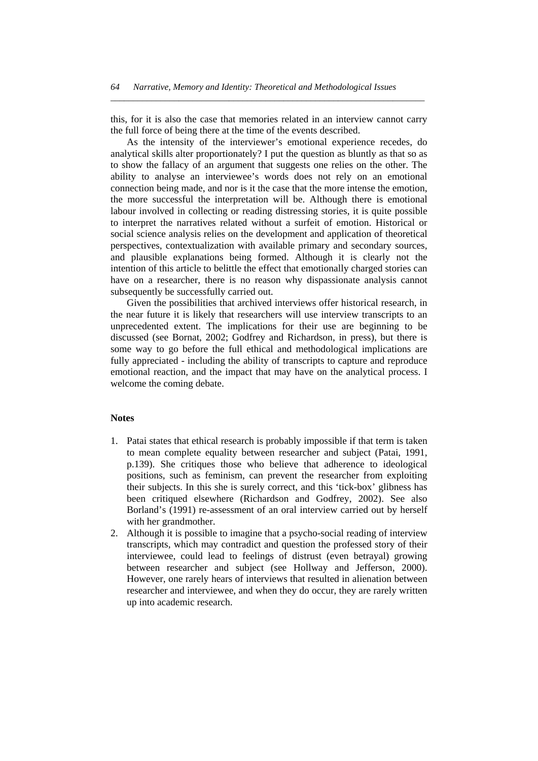this, for it is also the case that memories related in an interview cannot carry the full force of being there at the time of the events described.

As the intensity of the interviewer's emotional experience recedes, do analytical skills alter proportionately? I put the question as bluntly as that so as to show the fallacy of an argument that suggests one relies on the other. The ability to analyse an interviewee's words does not rely on an emotional connection being made, and nor is it the case that the more intense the emotion, the more successful the interpretation will be. Although there is emotional labour involved in collecting or reading distressing stories, it is quite possible to interpret the narratives related without a surfeit of emotion. Historical or social science analysis relies on the development and application of theoretical perspectives, contextualization with available primary and secondary sources, and plausible explanations being formed. Although it is clearly not the intention of this article to belittle the effect that emotionally charged stories can have on a researcher, there is no reason why dispassionate analysis cannot subsequently be successfully carried out.

Given the possibilities that archived interviews offer historical research, in the near future it is likely that researchers will use interview transcripts to an unprecedented extent. The implications for their use are beginning to be discussed (see Bornat, 2002; Godfrey and Richardson, in press), but there is some way to go before the full ethical and methodological implications are fully appreciated - including the ability of transcripts to capture and reproduce emotional reaction, and the impact that may have on the analytical process. I welcome the coming debate.

**Notes**

1. Patai states that ethical research is probably impossible if that term is taken to mean complete equality between researcher and subject (Patai, 1991, p.139). She critiques those who believe that adherence to ideological positions, such as feminism, can prevent the researcher from exploiting their subjects. In this she is surely correct, and this 'tick-box' glibness has been critiqued elsewhere (Richardson and Godfrey, 2002). See also Borland's (1991) re-assessment of an oral interview carried out by herself with her grandmother.
2. Although it is possible to imagine that a psycho-social reading of interview transcripts, which may contradict and question the professed story of their interviewee, could lead to feelings of distrust (even betrayal) growing between researcher and subject (see Hollway and Jefferson, 2000). However, one rarely hears of interviews that resulted in alienation between researcher and interviewee, and when they do occur, they are rarely written up into academic research.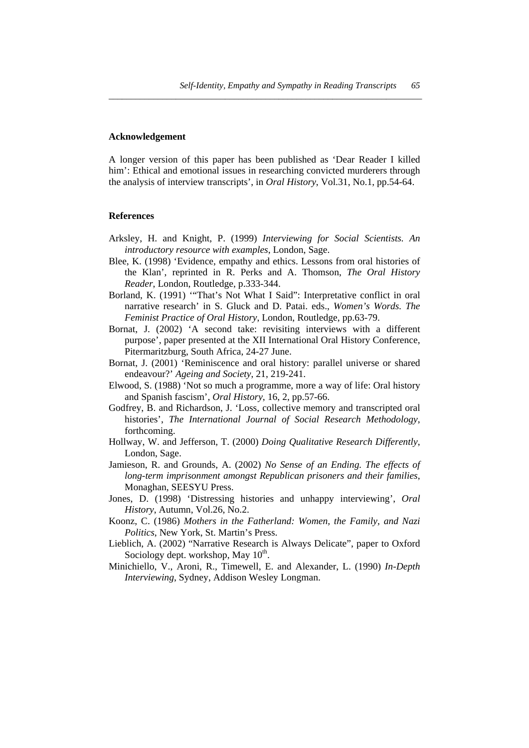## Acknowledgement

A longer version of this paper has been published as 'Dear Reader I killed him': Ethical and emotional issues in researching convicted murderers through the analysis of interview transcripts', in *Oral History*, Vol.31, No.1, pp.54-64.

## References

Arksley, H. and Knight, P. (1999) *Interviewing for Social Scientists. An introductory resource with examples*, London, Sage.

Blee, K. (1998) 'Evidence, empathy and ethics. Lessons from oral histories of the Klan', reprinted in R. Perks and A. Thomson, *The Oral History Reader*, London, Routledge, p.333-344.

Borland, K. (1991) '"That's Not What I Said": Interpretative conflict in oral narrative research' in S. Gluck and D. Patai. eds., *Women's Words. The Feminist Practice of Oral History*, London, Routledge, pp.63-79.

Bornat, J. (2002) 'A second take: revisiting interviews with a different purpose', paper presented at the XII International Oral History Conference, Pitermaritzburg, South Africa, 24-27 June.

Bornat, J. (2001) 'Reminiscence and oral history: parallel universe or shared endeavour?' *Ageing and Society*, 21, 219-241.

Elwood, S. (1988) 'Not so much a programme, more a way of life: Oral history and Spanish fascism', *Oral History*, 16, 2, pp.57-66.

Godfrey, B. and Richardson, J. 'Loss, collective memory and transcripted oral histories', *The International Journal of Social Research Methodology*, forthcoming.

Hollway, W. and Jefferson, T. (2000) *Doing Qualitative Research Differently*, London, Sage.

Jamieson, R. and Grounds, A. (2002) *No Sense of an Ending. The effects of long-term imprisonment amongst Republican prisoners and their families*, Monaghan, SEESYU Press.

Jones, D. (1998) 'Distressing histories and unhappy interviewing', *Oral History*, Autumn, Vol.26, No.2.

Koonz, C. (1986) *Mothers in the Fatherland: Women, the Family, and Nazi Politics*, New York, St. Martin's Press.

Lieblich, A. (2002) "Narrative Research is Always Delicate", paper to Oxford Sociology dept. workshop, May 10th.

Minichiello, V., Aroni, R., Timewell, E. and Alexander, L. (1990) *In-Depth Interviewing*, Sydney, Addison Wesley Longman.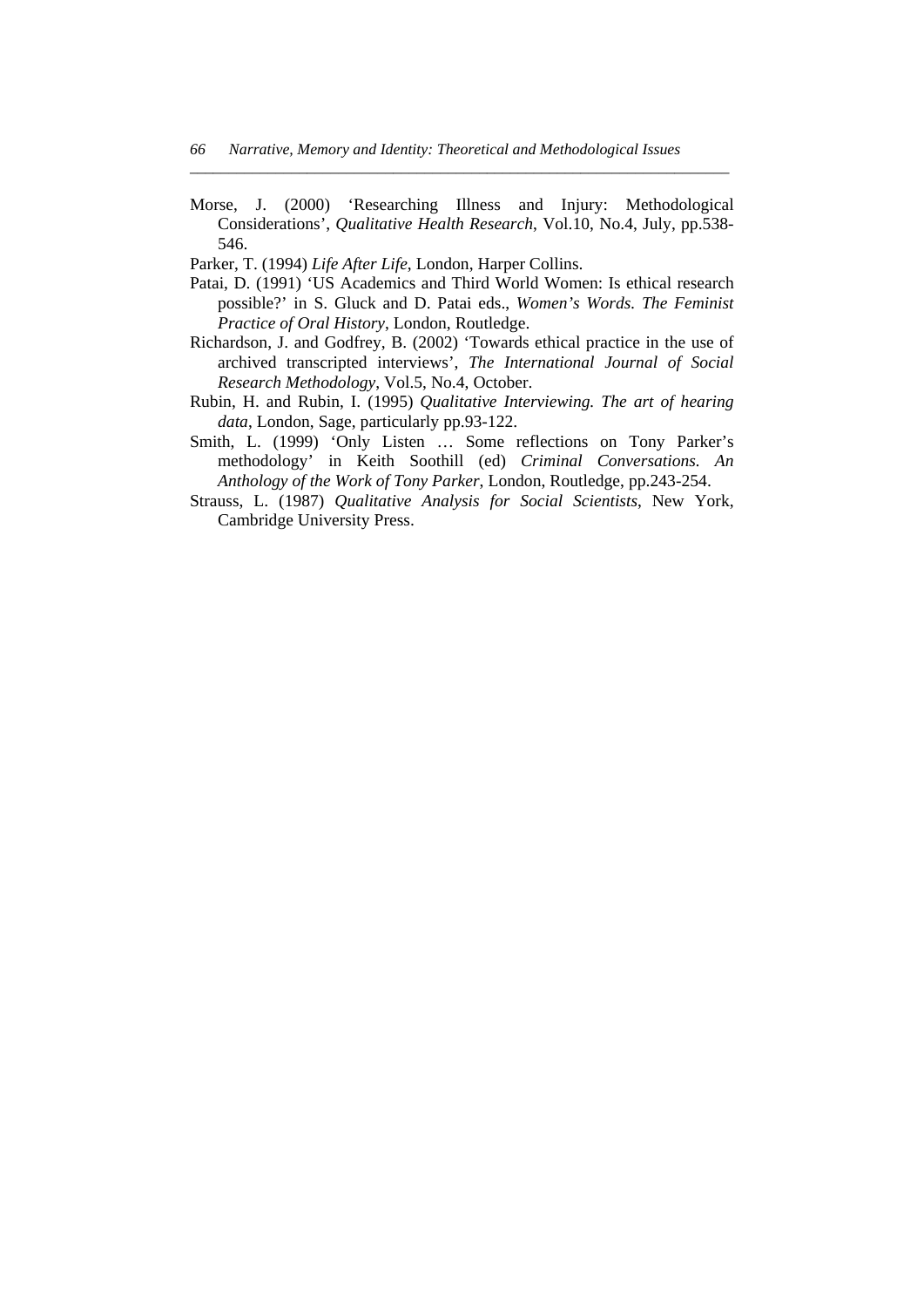Morse, J. (2000) 'Researching Illness and Injury: Methodological Considerations', *Qualitative Health Research*, Vol.10, No.4, July, pp.538-546.

Parker, T. (1994) *Life After Life*, London, Harper Collins.

Patai, D. (1991) 'US Academics and Third World Women: Is ethical research possible?' in S. Gluck and D. Patai eds., *Women's Words. The Feminist Practice of Oral History*, London, Routledge.

Richardson, J. and Godfrey, B. (2002) 'Towards ethical practice in the use of archived transcripted interviews', *The International Journal of Social Research Methodology*, Vol.5, No.4, October.

Rubin, H. and Rubin, I. (1995) *Qualitative Interviewing. The art of hearing data*, London, Sage, particularly pp.93-122.

Smith, L. (1999) 'Only Listen … Some reflections on Tony Parker's methodology' in Keith Soothill (ed) *Criminal Conversations. An Anthology of the Work of Tony Parker*, London, Routledge, pp.243-254.

Strauss, L. (1987) *Qualitative Analysis for Social Scientists*, New York, Cambridge University Press.